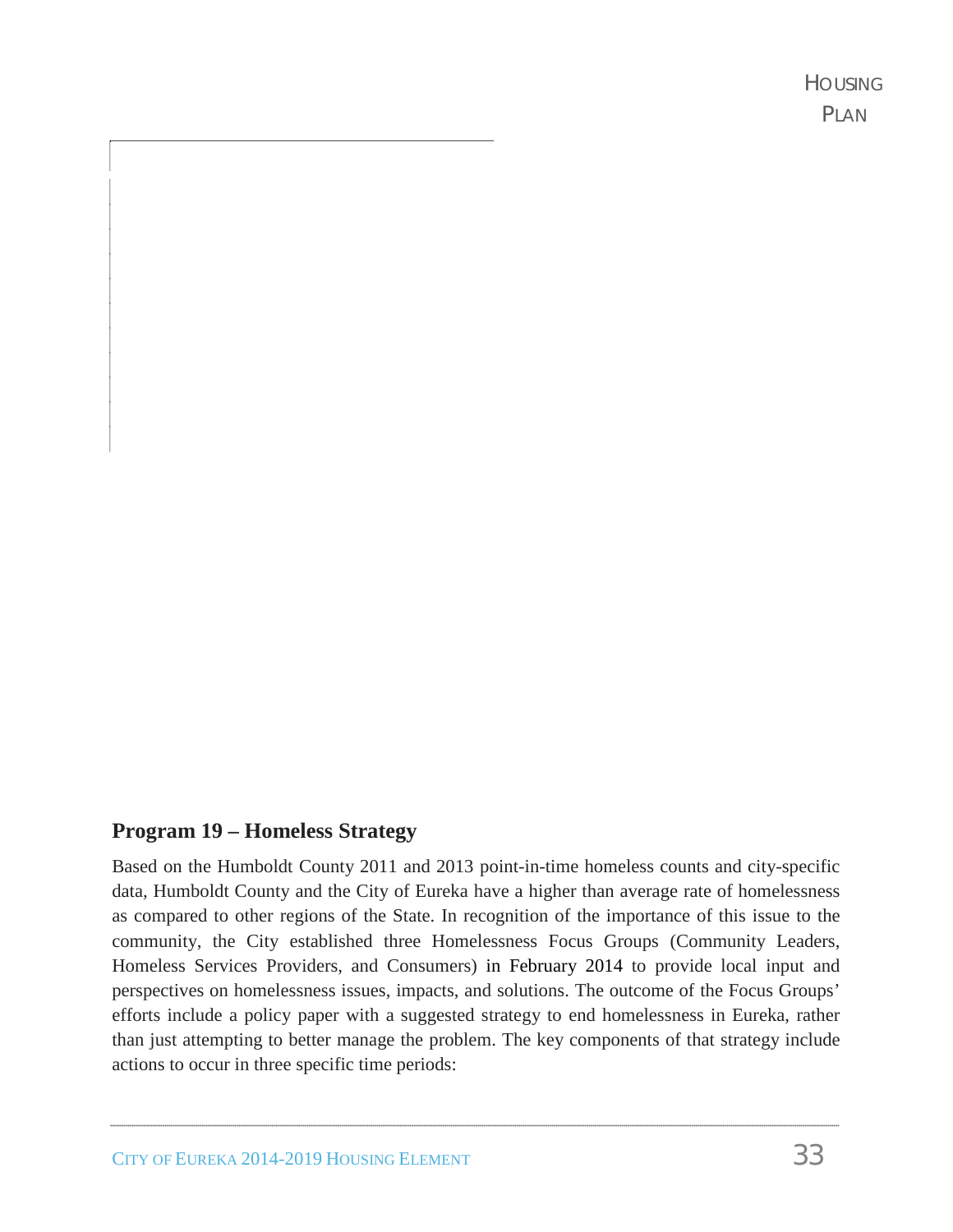## Program 19 – Homeless Strategy

Based on the Humboldt County 2011 and 2013 point-in-time homeless counts and city-specific data, Humboldt County and the City of Eureka have a higher than average rate of homelessness as compared to other regions of the State. In recognition of the importance of this issue to the community, the City established three Homelessness Focus Groups (Community Leaders, Homeless Services Providers, and Consumers) in February 2014 to provide local input and perspectives on homelessness issues, impacts, and solutions. The outcome of the Focus Groups' efforts include a policy paper with a suggested strategy to end homelessness in Eureka, rather than just attempting to better manage the problem. The key components of that strategy include actions to occur in three specific time periods: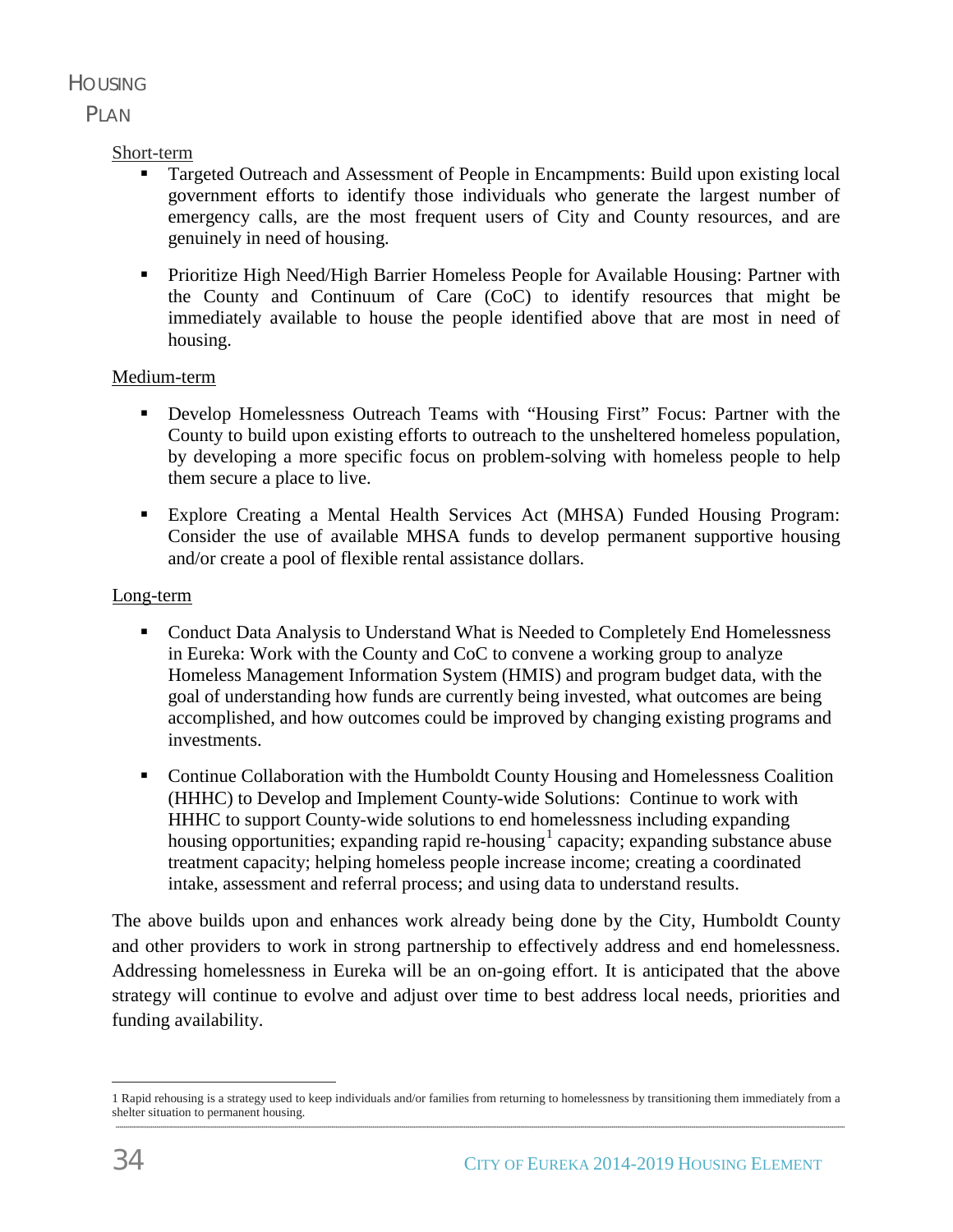Short-term

- Targeted Outreach and Assessment of People in Encampments: Build upon existing local government efforts to identify those individuals who generate the largest number of emergency calls, are the most frequent users of City and County resources, and are genuinely in need of housing.

- Prioritize High Need/High Barrier Homeless People for Available Housing: Partner with the County and Continuum of Care (CoC) to identify resources that might be immediately available to house the people identified above that are most in need of housing.

Medium-term

- Develop Homelessness Outreach Teams with "Housing First" Focus: Partner with the County to build upon existing efforts to outreach to the unsheltered homeless population, by developing a more specific focus on problem-solving with homeless people to help them secure a place to live.

- Explore Creating a Mental Health Services Act (MHSA) Funded Housing Program: Consider the use of available MHSA funds to develop permanent supportive housing and/or create a pool of flexible rental assistance dollars.

Long-term

- Conduct Data Analysis to Understand What is Needed to Completely End Homelessness in Eureka: Work with the County and CoC to convene a working group to analyze Homeless Management Information System (HMIS) and program budget data, with the goal of understanding how funds are currently being invested, what outcomes are being accomplished, and how outcomes could be improved by changing existing programs and investments.

- Continue Collaboration with the Humboldt County Housing and Homelessness Coalition (HHHC) to Develop and Implement County-wide Solutions: Continue to work with HHHC to support County-wide solutions to end homelessness including expanding housing opportunities; expanding rapid re-housing[1] capacity; expanding substance abuse treatment capacity; helping homeless people increase income; creating a coordinated intake, assessment and referral process; and using data to understand results.

The above builds upon and enhances work already being done by the City, Humboldt County and other providers to work in strong partnership to effectively address and end homelessness. Addressing homelessness in Eureka will be an on-going effort. It is anticipated that the above strategy will continue to evolve and adjust over time to best address local needs, priorities and funding availability.

---

1 Rapid rehousing is a strategy used to keep individuals and/or families from returning to homelessness by transitioning them immediately from a shelter situation to permanent housing.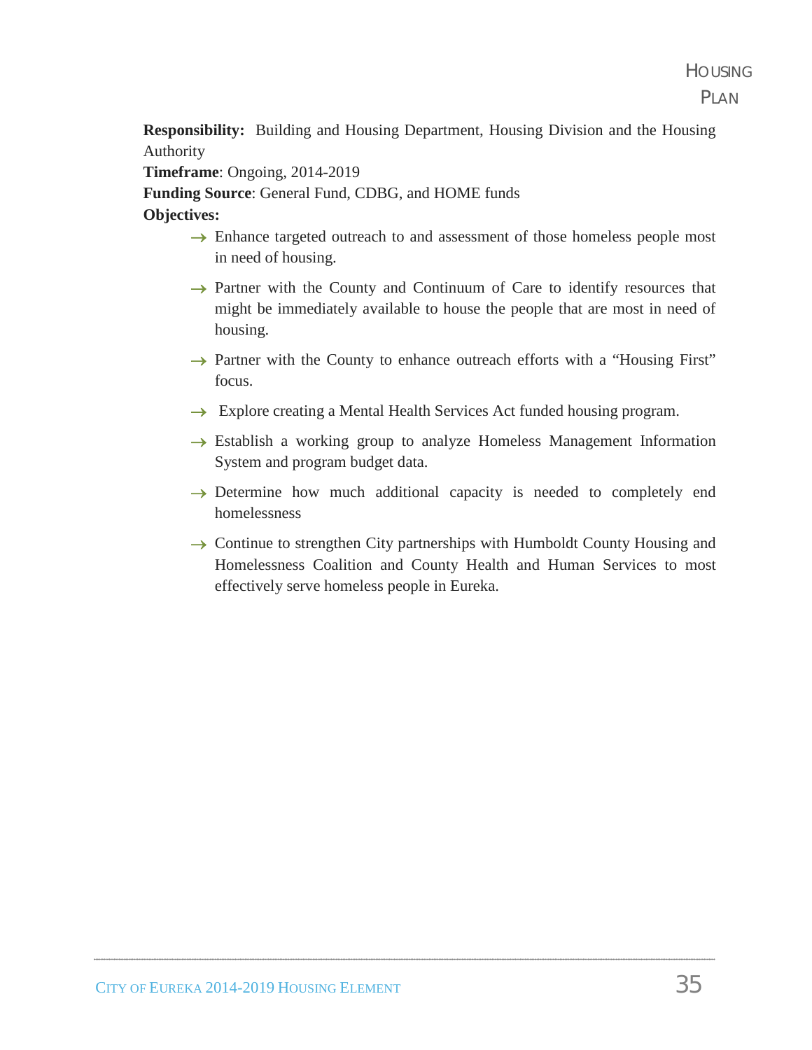**Responsibility:** Building and Housing Department, Housing Division and the Housing Authority

**Timeframe**: Ongoing, 2014-2019

**Funding Source**: General Fund, CDBG, and HOME funds

**Objectives:**

- → Enhance targeted outreach to and assessment of those homeless people most in need of housing.
- → Partner with the County and Continuum of Care to identify resources that might be immediately available to house the people that are most in need of housing.
- → Partner with the County to enhance outreach efforts with a "Housing First" focus.
- → Explore creating a Mental Health Services Act funded housing program.
- → Establish a working group to analyze Homeless Management Information System and program budget data.
- → Determine how much additional capacity is needed to completely end homelessness
- → Continue to strengthen City partnerships with Humboldt County Housing and Homelessness Coalition and County Health and Human Services to most effectively serve homeless people in Eureka.